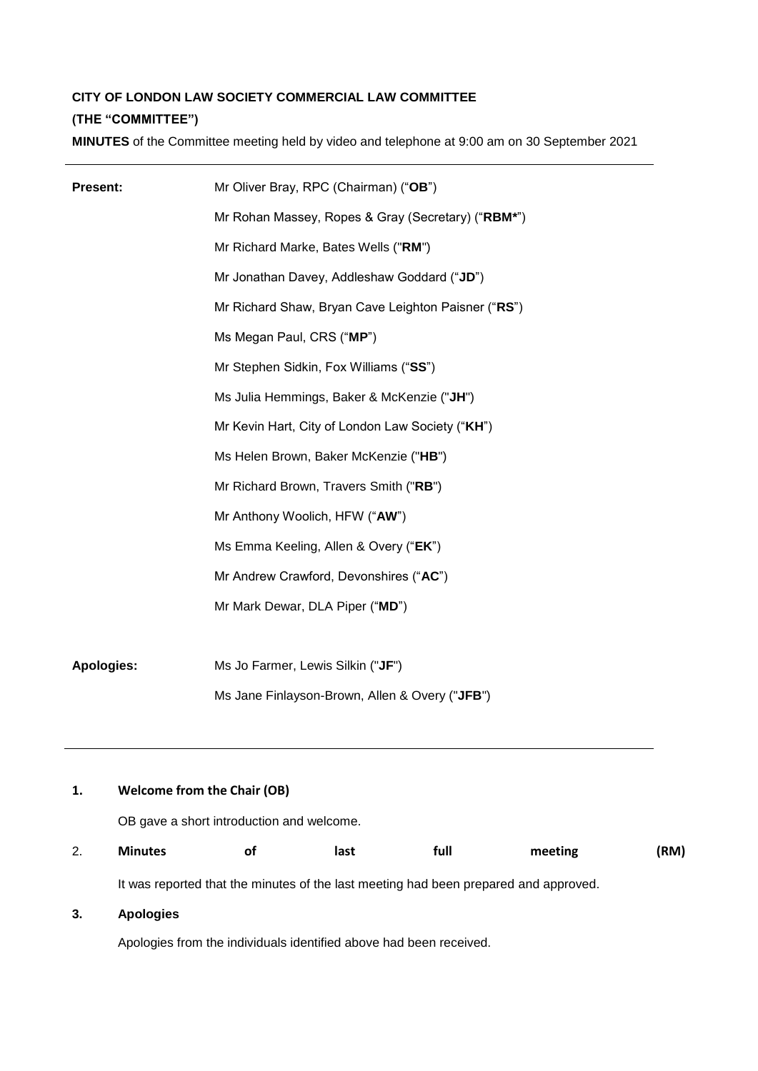**CITY OF LONDON LAW SOCIETY COMMERCIAL LAW COMMITTEE**

**(THE "COMMITTEE")**

**MINUTES** of the Committee meeting held by video and telephone at 9:00 am on 30 September 2021

| | |
|---|---|
| **Present:** | Mr Oliver Bray, RPC (Chairman) ("**OB**") |
| | Mr Rohan Massey, Ropes & Gray (Secretary) ("**RBM***") |
| | Mr Richard Marke, Bates Wells ("**RM**") |
| | Mr Jonathan Davey, Addleshaw Goddard ("**JD**") |
| | Mr Richard Shaw, Bryan Cave Leighton Paisner ("**RS**") |
| | Ms Megan Paul, CRS ("**MP**") |
| | Mr Stephen Sidkin, Fox Williams ("**SS**") |
| | Ms Julia Hemmings, Baker & McKenzie ("**JH**") |
| | Mr Kevin Hart, City of London Law Society ("**KH**") |
| | Ms Helen Brown, Baker McKenzie ("**HB**") |
| | Mr Richard Brown, Travers Smith ("**RB**") |
| | Mr Anthony Woolich, HFW ("**AW**") |
| | Ms Emma Keeling, Allen & Overy ("**EK**") |
| | Mr Andrew Crawford, Devonshires ("**AC**") |
| | Mr Mark Dewar, DLA Piper ("**MD**") |
| **Apologies:** | Ms Jo Farmer, Lewis Silkin ("**JF**") |
| | Ms Jane Finlayson-Brown, Allen & Overy ("**JFB**") |

**1. Welcome from the Chair (OB)**

OB gave a short introduction and welcome.

2. **Minutes of last full meeting (RM)**

It was reported that the minutes of the last meeting had been prepared and approved.

**3. Apologies**

Apologies from the individuals identified above had been received.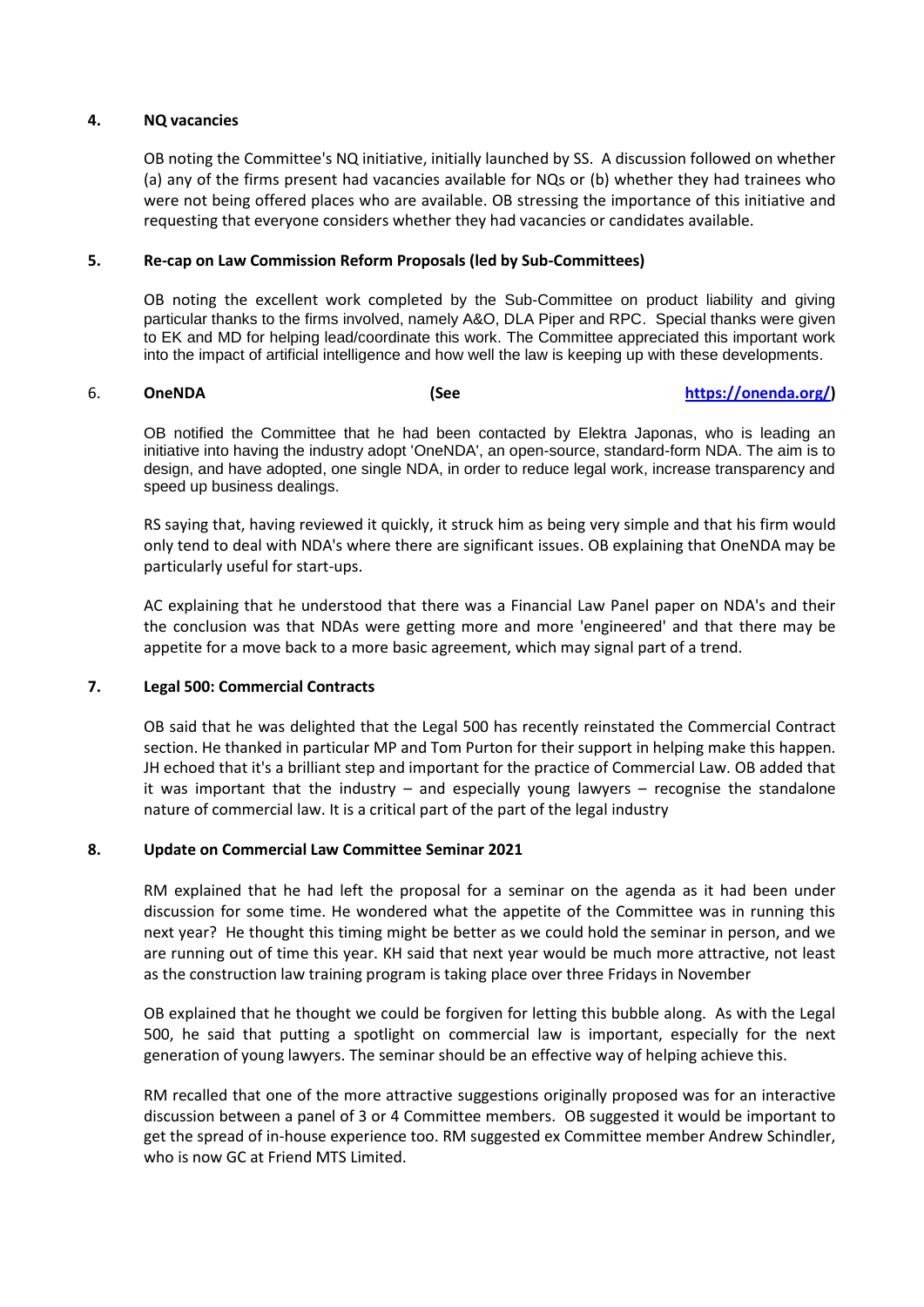## 4. NQ vacancies

OB noting the Committee's NQ initiative, initially launched by SS. A discussion followed on whether (a) any of the firms present had vacancies available for NQs or (b) whether they had trainees who were not being offered places who are available. OB stressing the importance of this initiative and requesting that everyone considers whether they had vacancies or candidates available.

## 5. Re-cap on Law Commission Reform Proposals (led by Sub-Committees)

OB noting the excellent work completed by the Sub-Committee on product liability and giving particular thanks to the firms involved, namely A&O, DLA Piper and RPC. Special thanks were given to EK and MD for helping lead/coordinate this work. The Committee appreciated this important work into the impact of artificial intelligence and how well the law is keeping up with these developments.

## 6. OneNDA (See https://onenda.org/)

OB notified the Committee that he had been contacted by Elektra Japonas, who is leading an initiative into having the industry adopt 'OneNDA', an open-source, standard-form NDA. The aim is to design, and have adopted, one single NDA, in order to reduce legal work, increase transparency and speed up business dealings.

RS saying that, having reviewed it quickly, it struck him as being very simple and that his firm would only tend to deal with NDA's where there are significant issues. OB explaining that OneNDA may be particularly useful for start-ups.

AC explaining that he understood that there was a Financial Law Panel paper on NDA's and their the conclusion was that NDAs were getting more and more 'engineered' and that there may be appetite for a move back to a more basic agreement, which may signal part of a trend.

## 7. Legal 500: Commercial Contracts

OB said that he was delighted that the Legal 500 has recently reinstated the Commercial Contract section. He thanked in particular MP and Tom Purton for their support in helping make this happen. JH echoed that it's a brilliant step and important for the practice of Commercial Law. OB added that it was important that the industry – and especially young lawyers – recognise the standalone nature of commercial law. It is a critical part of the part of the legal industry

## 8. Update on Commercial Law Committee Seminar 2021

RM explained that he had left the proposal for a seminar on the agenda as it had been under discussion for some time. He wondered what the appetite of the Committee was in running this next year? He thought this timing might be better as we could hold the seminar in person, and we are running out of time this year. KH said that next year would be much more attractive, not least as the construction law training program is taking place over three Fridays in November

OB explained that he thought we could be forgiven for letting this bubble along. As with the Legal 500, he said that putting a spotlight on commercial law is important, especially for the next generation of young lawyers. The seminar should be an effective way of helping achieve this.

RM recalled that one of the more attractive suggestions originally proposed was for an interactive discussion between a panel of 3 or 4 Committee members. OB suggested it would be important to get the spread of in-house experience too. RM suggested ex Committee member Andrew Schindler, who is now GC at Friend MTS Limited.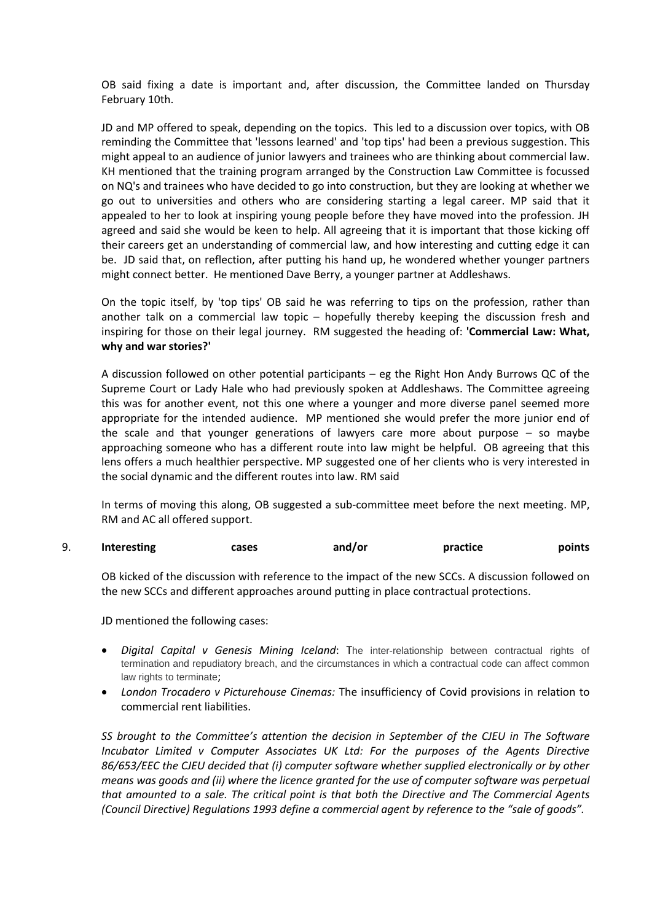OB said fixing a date is important and, after discussion, the Committee landed on Thursday February 10th.

JD and MP offered to speak, depending on the topics. This led to a discussion over topics, with OB reminding the Committee that 'lessons learned' and 'top tips' had been a previous suggestion. This might appeal to an audience of junior lawyers and trainees who are thinking about commercial law. KH mentioned that the training program arranged by the Construction Law Committee is focussed on NQ's and trainees who have decided to go into construction, but they are looking at whether we go out to universities and others who are considering starting a legal career. MP said that it appealed to her to look at inspiring young people before they have moved into the profession. JH agreed and said she would be keen to help. All agreeing that it is important that those kicking off their careers get an understanding of commercial law, and how interesting and cutting edge it can be. JD said that, on reflection, after putting his hand up, he wondered whether younger partners might connect better. He mentioned Dave Berry, a younger partner at Addleshaws.

On the topic itself, by 'top tips' OB said he was referring to tips on the profession, rather than another talk on a commercial law topic – hopefully thereby keeping the discussion fresh and inspiring for those on their legal journey. RM suggested the heading of: **'Commercial Law: What, why and war stories?'**

A discussion followed on other potential participants – eg the Right Hon Andy Burrows QC of the Supreme Court or Lady Hale who had previously spoken at Addleshaws. The Committee agreeing this was for another event, not this one where a younger and more diverse panel seemed more appropriate for the intended audience. MP mentioned she would prefer the more junior end of the scale and that younger generations of lawyers care more about purpose – so maybe approaching someone who has a different route into law might be helpful. OB agreeing that this lens offers a much healthier perspective. MP suggested one of her clients who is very interested in the social dynamic and the different routes into law. RM said

In terms of moving this along, OB suggested a sub-committee meet before the next meeting. MP, RM and AC all offered support.

9. **Interesting cases and/or practice points**

OB kicked of the discussion with reference to the impact of the new SCCs. A discussion followed on the new SCCs and different approaches around putting in place contractual protections.

JD mentioned the following cases:

- *Digital Capital v Genesis Mining Iceland*: The inter-relationship between contractual rights of termination and repudiatory breach, and the circumstances in which a contractual code can affect common law rights to terminate;
- *London Trocadero v Picturehouse Cinemas:* The insufficiency of Covid provisions in relation to commercial rent liabilities.

*SS brought to the Committee's attention the decision in September of the CJEU in The Software Incubator Limited v Computer Associates UK Ltd: For the purposes of the Agents Directive 86/653/EEC the CJEU decided that (i) computer software whether supplied electronically or by other means was goods and (ii) where the licence granted for the use of computer software was perpetual that amounted to a sale. The critical point is that both the Directive and The Commercial Agents (Council Directive) Regulations 1993 define a commercial agent by reference to the "sale of goods".*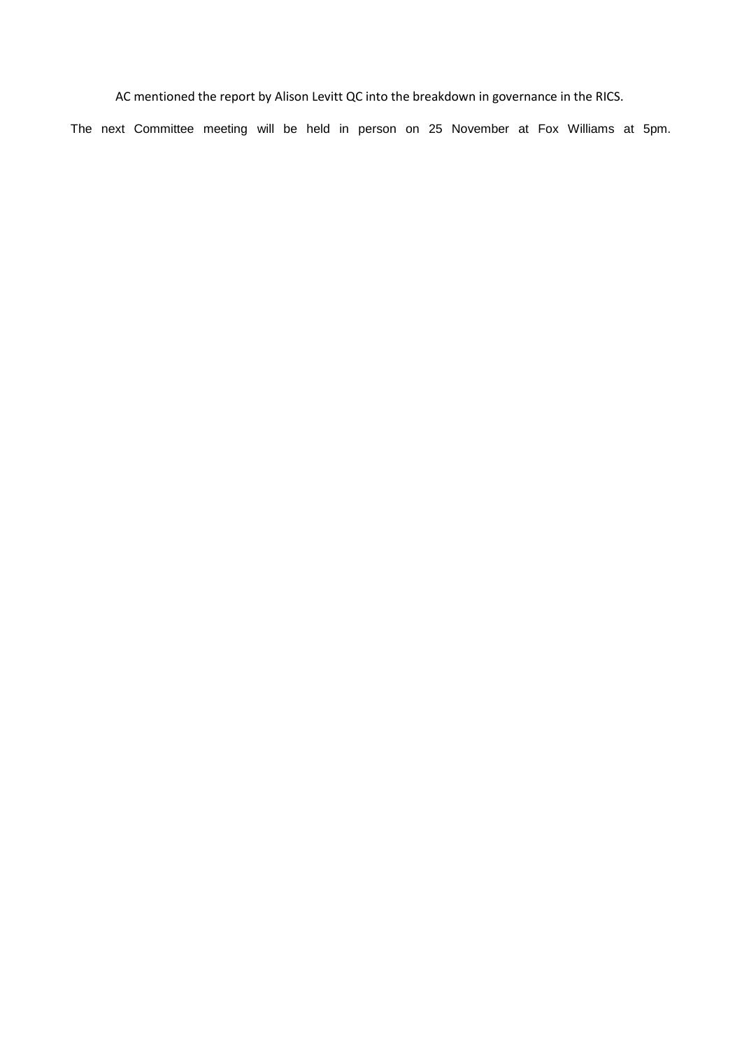AC mentioned the report by Alison Levitt QC into the breakdown in governance in the RICS.

The next Committee meeting will be held in person on 25 November at Fox Williams at 5pm.